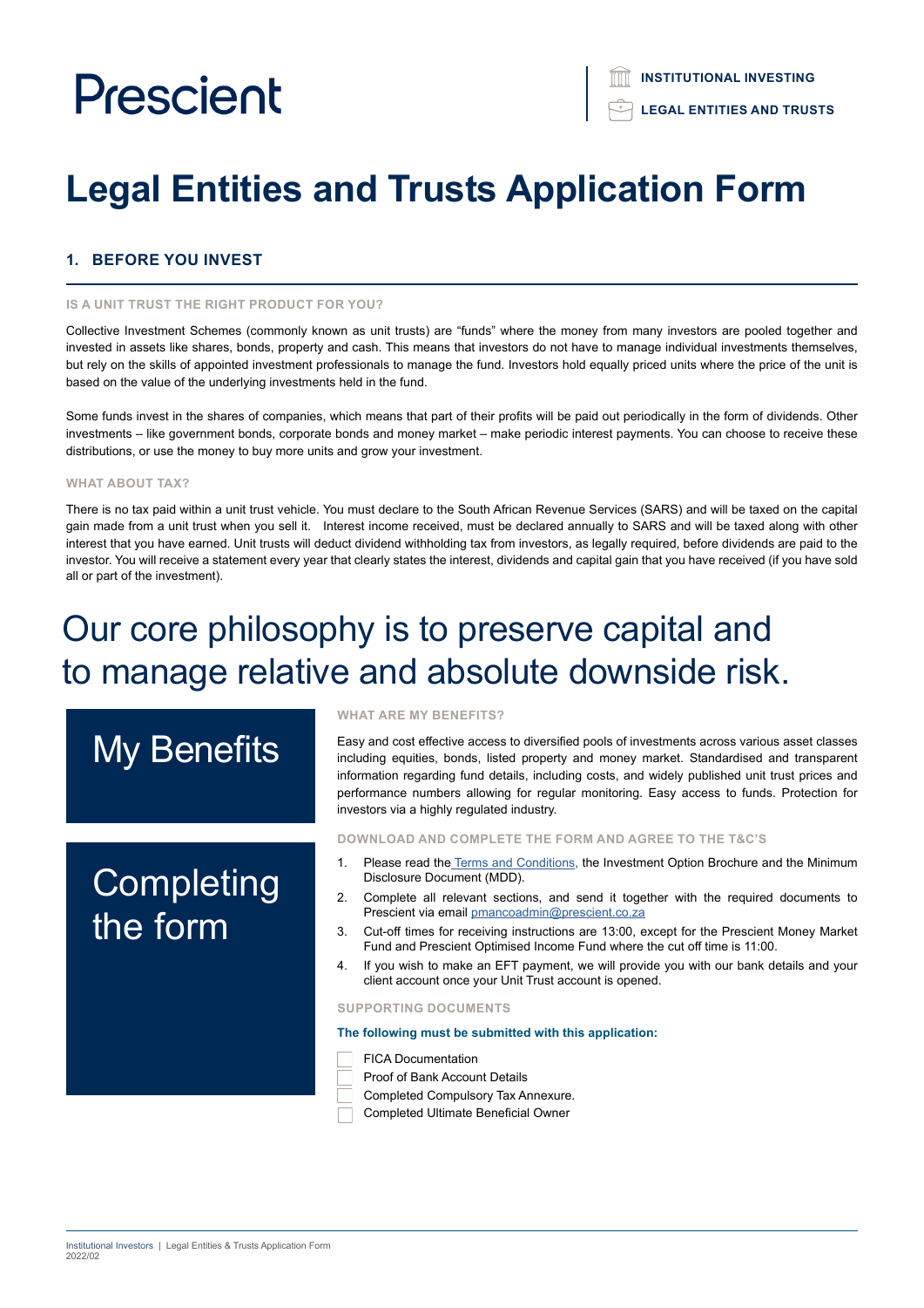Prescient

INSTITUTIONAL INVESTING

LEGAL ENTITIES AND TRUSTS

# Legal Entities and Trusts Application Form

## 1. BEFORE YOU INVEST

### IS A UNIT TRUST THE RIGHT PRODUCT FOR YOU?

Collective Investment Schemes (commonly known as unit trusts) are "funds" where the money from many investors are pooled together and invested in assets like shares, bonds, property and cash. This means that investors do not have to manage individual investments themselves, but rely on the skills of appointed investment professionals to manage the fund. Investors hold equally priced units where the price of the unit is based on the value of the underlying investments held in the fund.

Some funds invest in the shares of companies, which means that part of their profits will be paid out periodically in the form of dividends. Other investments – like government bonds, corporate bonds and money market – make periodic interest payments. You can choose to receive these distributions, or use the money to buy more units and grow your investment.

### WHAT ABOUT TAX?

There is no tax paid within a unit trust vehicle. You must declare to the South African Revenue Services (SARS) and will be taxed on the capital gain made from a unit trust when you sell it. Interest income received, must be declared annually to SARS and will be taxed along with other interest that you have earned. Unit trusts will deduct dividend withholding tax from investors, as legally required, before dividends are paid to the investor. You will receive a statement every year that clearly states the interest, dividends and capital gain that you have received (if you have sold all or part of the investment).

Our core philosophy is to preserve capital and to manage relative and absolute downside risk.

## My Benefits

### WHAT ARE MY BENEFITS?

Easy and cost effective access to diversified pools of investments across various asset classes including equities, bonds, listed property and money market. Standardised and transparent information regarding fund details, including costs, and widely published unit trust prices and performance numbers allowing for regular monitoring. Easy access to funds. Protection for investors via a highly regulated industry.

## Completing the form

### DOWNLOAD AND COMPLETE THE FORM AND AGREE TO THE T&C'S

1. Please read the Terms and Conditions, the Investment Option Brochure and the Minimum Disclosure Document (MDD).
2. Complete all relevant sections, and send it together with the required documents to Prescient via email pmancoadmin@prescient.co.za
3. Cut-off times for receiving instructions are 13:00, except for the Prescient Money Market Fund and Prescient Optimised Income Fund where the cut off time is 11:00.
4. If you wish to make an EFT payment, we will provide you with our bank details and your client account once your Unit Trust account is opened.

### SUPPORTING DOCUMENTS

**The following must be submitted with this application:**

- [ ] FICA Documentation
- [ ] Proof of Bank Account Details
- [ ] Completed Compulsory Tax Annexure.
- [ ] Completed Ultimate Beneficial Owner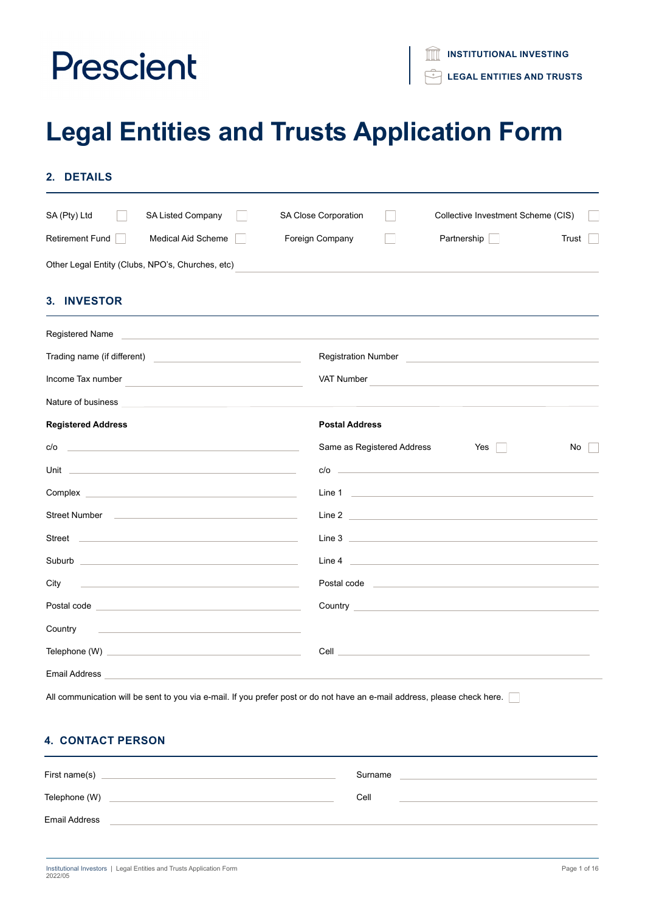Prescient

INSTITUTIONAL INVESTING

LEGAL ENTITIES AND TRUSTS

# Legal Entities and Trusts Application Form

## 2. DETAILS

- SA (Pty) Ltd ☐
- SA Listed Company ☐
- SA Close Corporation ☐
- Collective Investment Scheme (CIS) ☐
- Retirement Fund ☐
- Medical Aid Scheme ☐
- Foreign Company ☐
- Partnership ☐
- Trust ☐

Other Legal Entity (Clubs, NPO's, Churches, etc) ____________________

## 3. INVESTOR

Registered Name ____________________

Trading name (if different) ____________________

Registration Number ____________________

Income Tax number ____________________

VAT Number ____________________

Nature of business ____________________

**Registered Address**

c/o ____________________

Unit ____________________

Complex ____________________

Street Number ____________________

Street ____________________

Suburb ____________________

City ____________________

Postal code ____________________

Country ____________________

**Postal Address**

Same as Registered Address Yes ☐ No ☐

c/o ____________________

Line 1 ____________________

Line 2 ____________________

Line 3 ____________________

Line 4 ____________________

Postal code ____________________

Country ____________________

Telephone (W) ____________________

Cell ____________________

Email Address ____________________

All communication will be sent to you via e-mail. If you prefer post or do not have an e-mail address, please check here. ☐

## 4. CONTACT PERSON

First name(s) ____________________

Surname ____________________

Telephone (W) ____________________

Cell ____________________

Email Address ____________________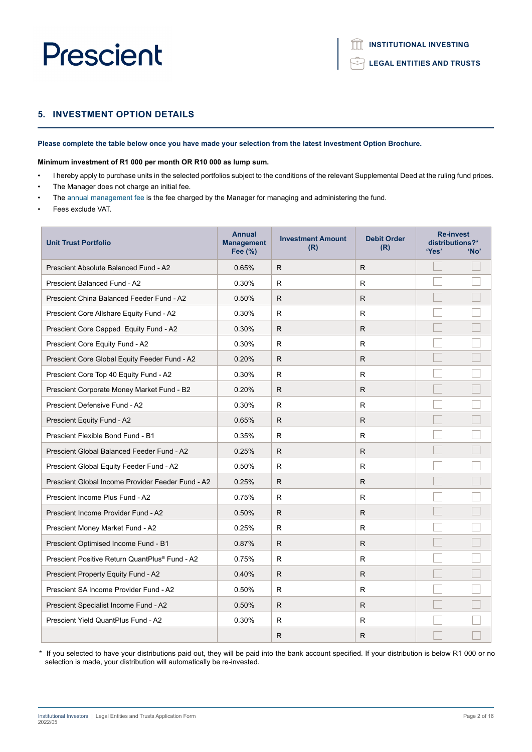## 5. INVESTMENT OPTION DETAILS

**Please complete the table below once you have made your selection from the latest Investment Option Brochure.**

**Minimum investment of R1 000 per month OR R10 000 as lump sum.**

- I hereby apply to purchase units in the selected portfolios subject to the conditions of the relevant Supplemental Deed at the ruling fund prices.
- The Manager does not charge an initial fee.
- The annual management fee is the fee charged by the Manager for managing and administering the fund.
- Fees exclude VAT.

| Unit Trust Portfolio | Annual Management Fee (%) | Investment Amount (R) | Debit Order (R) | Re-invest distributions?* 'Yes' | 'No' |
|---|---|---|---|---|---|
| Prescient Absolute Balanced Fund - A2 | 0.65% | R | R | ☐ | ☐ |
| Prescient Balanced Fund - A2 | 0.30% | R | R | ☐ | ☐ |
| Prescient China Balanced Feeder Fund - A2 | 0.50% | R | R | ☐ | ☐ |
| Prescient Core Allshare Equity Fund - A2 | 0.30% | R | R | ☐ | ☐ |
| Prescient Core Capped Equity Fund - A2 | 0.30% | R | R | ☐ | ☐ |
| Prescient Core Equity Fund - A2 | 0.30% | R | R | ☐ | ☐ |
| Prescient Core Global Equity Feeder Fund - A2 | 0.20% | R | R | ☐ | ☐ |
| Prescient Core Top 40 Equity Fund - A2 | 0.30% | R | R | ☐ | ☐ |
| Prescient Corporate Money Market Fund - B2 | 0.20% | R | R | ☐ | ☐ |
| Prescient Defensive Fund - A2 | 0.30% | R | R | ☐ | ☐ |
| Prescient Equity Fund - A2 | 0.65% | R | R | ☐ | ☐ |
| Prescient Flexible Bond Fund - B1 | 0.35% | R | R | ☐ | ☐ |
| Prescient Global Balanced Feeder Fund - A2 | 0.25% | R | R | ☐ | ☐ |
| Prescient Global Equity Feeder Fund - A2 | 0.50% | R | R | ☐ | ☐ |
| Prescient Global Income Provider Feeder Fund - A2 | 0.25% | R | R | ☐ | ☐ |
| Prescient Income Plus Fund - A2 | 0.75% | R | R | ☐ | ☐ |
| Prescient Income Provider Fund - A2 | 0.50% | R | R | ☐ | ☐ |
| Prescient Money Market Fund - A2 | 0.25% | R | R | ☐ | ☐ |
| Prescient Optimised Income Fund - B1 | 0.87% | R | R | ☐ | ☐ |
| Prescient Positive Return QuantPlus® Fund - A2 | 0.75% | R | R | ☐ | ☐ |
| Prescient Property Equity Fund - A2 | 0.40% | R | R | ☐ | ☐ |
| Prescient SA Income Provider Fund - A2 | 0.50% | R | R | ☐ | ☐ |
| Prescient Specialist Income Fund - A2 | 0.50% | R | R | ☐ | ☐ |
| Prescient Yield QuantPlus Fund - A2 | 0.30% | R | R | ☐ | ☐ |
| | | R | R | ☐ | ☐ |

\* If you selected to have your distributions paid out, they will be paid into the bank account specified. If your distribution is below R1 000 or no selection is made, your distribution will automatically be re-invested.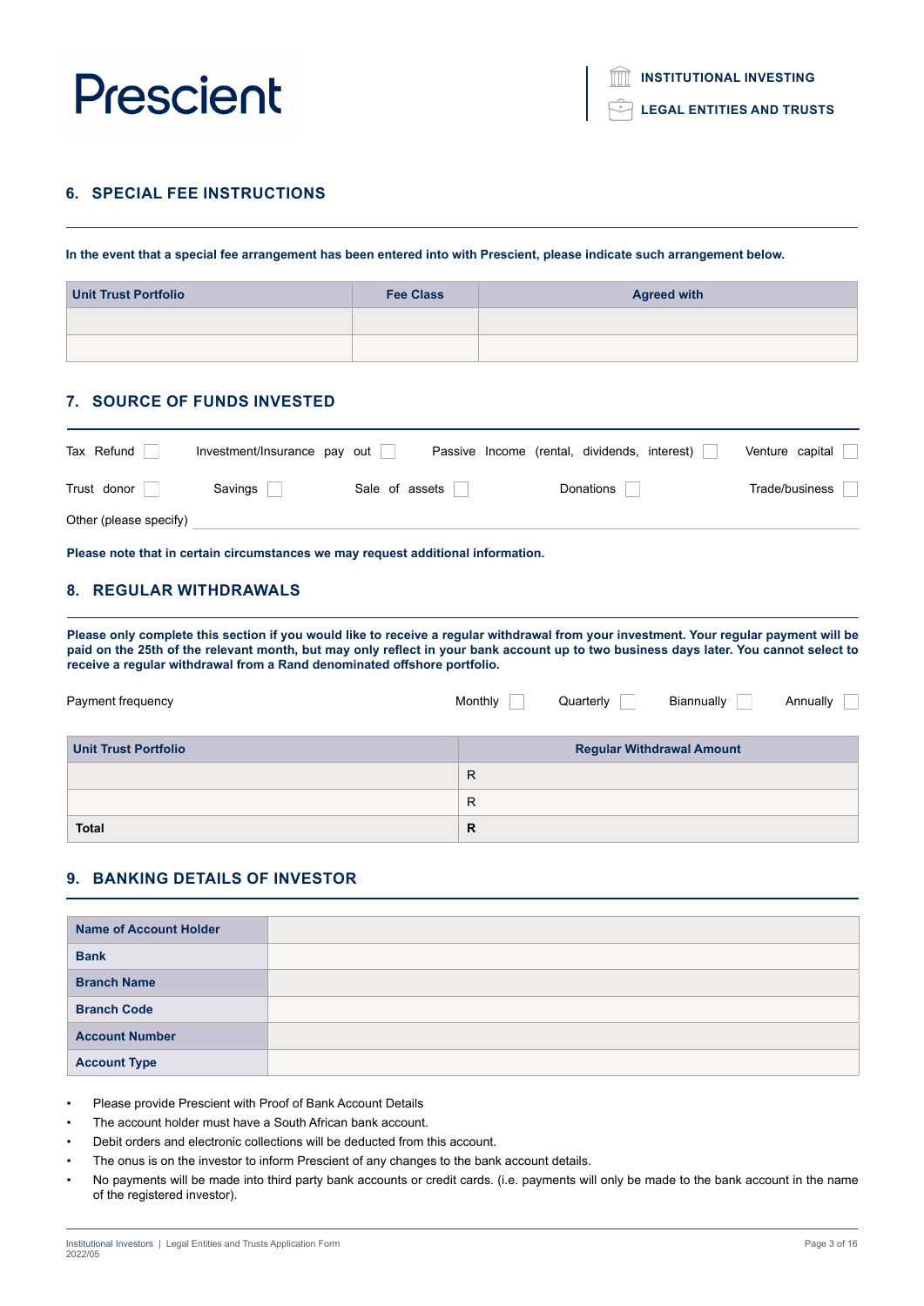## 6. SPECIAL FEE INSTRUCTIONS

**In the event that a special fee arrangement has been entered into with Prescient, please indicate such arrangement below.**

| Unit Trust Portfolio | Fee Class | Agreed with |
|---|---|---|
| | | |
| | | |

## 7. SOURCE OF FUNDS INVESTED

Tax Refund ☐ Investment/Insurance pay out ☐ Passive Income (rental, dividends, interest) ☐ Venture capital ☐

Trust donor ☐ Savings ☐ Sale of assets ☐ Donations ☐ Trade/business ☐

Other (please specify) ____________________

**Please note that in certain circumstances we may request additional information.**

## 8. REGULAR WITHDRAWALS

**Please only complete this section if you would like to receive a regular withdrawal from your investment. Your regular payment will be paid on the 25th of the relevant month, but may only reflect in your bank account up to two business days later. You cannot select to receive a regular withdrawal from a Rand denominated offshore portfolio.**

Payment frequency Monthly ☐ Quarterly ☐ Biannually ☐ Annually ☐

| Unit Trust Portfolio | Regular Withdrawal Amount |
|---|---|
| | R |
| | R |
| **Total** | **R** |

## 9. BANKING DETAILS OF INVESTOR

| | |
|---|---|
| **Name of Account Holder** | |
| **Bank** | |
| **Branch Name** | |
| **Branch Code** | |
| **Account Number** | |
| **Account Type** | |

- Please provide Prescient with Proof of Bank Account Details
- The account holder must have a South African bank account.
- Debit orders and electronic collections will be deducted from this account.
- The onus is on the investor to inform Prescient of any changes to the bank account details.
- No payments will be made into third party bank accounts or credit cards. (i.e. payments will only be made to the bank account in the name of the registered investor).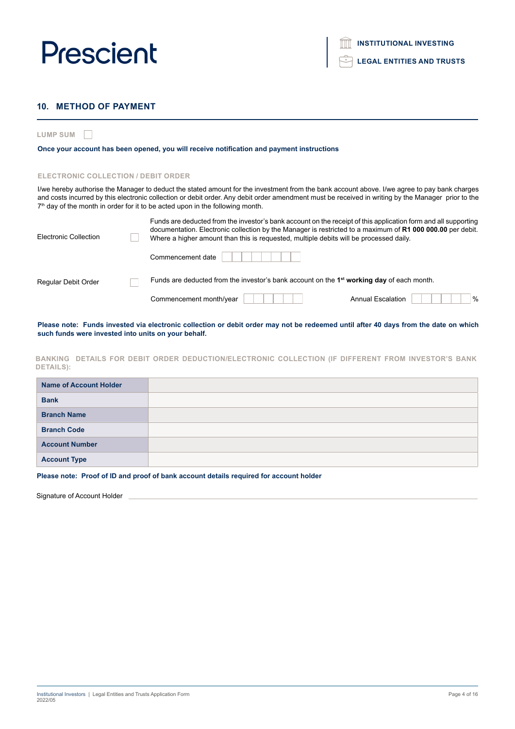## 10. METHOD OF PAYMENT

**LUMP SUM** ☐

**Once your account has been opened, you will receive notification and payment instructions**

**ELECTRONIC COLLECTION / DEBIT ORDER**

I/we hereby authorise the Manager to deduct the stated amount for the investment from the bank account above. I/we agree to pay bank charges and costs incurred by this electronic collection or debit order. Any debit order amendment must be received in writing by the Manager prior to the 7th day of the month in order for it to be acted upon in the following month.

Electronic Collection ☐

Funds are deducted from the investor's bank account on the receipt of this application form and all supporting documentation. Electronic collection by the Manager is restricted to a maximum of **R1 000 000.00** per debit. Where a higher amount than this is requested, multiple debits will be processed daily.

Commencement date ____________

Regular Debit Order ☐

Funds are deducted from the investor's bank account on the 1st **working day** of each month.

Commencement month/year ____________ Annual Escalation ________ %

**Please note: Funds invested via electronic collection or debit order may not be redeemed until after 40 days from the date on which such funds were invested into units on your behalf.**

**BANKING DETAILS FOR DEBIT ORDER DEDUCTION/ELECTRONIC COLLECTION (IF DIFFERENT FROM INVESTOR'S BANK DETAILS):**

| | |
|---|---|
| **Name of Account Holder** | |
| **Bank** | |
| **Branch Name** | |
| **Branch Code** | |
| **Account Number** | |
| **Account Type** | |

**Please note: Proof of ID and proof of bank account details required for account holder**

Signature of Account Holder ____________________________________________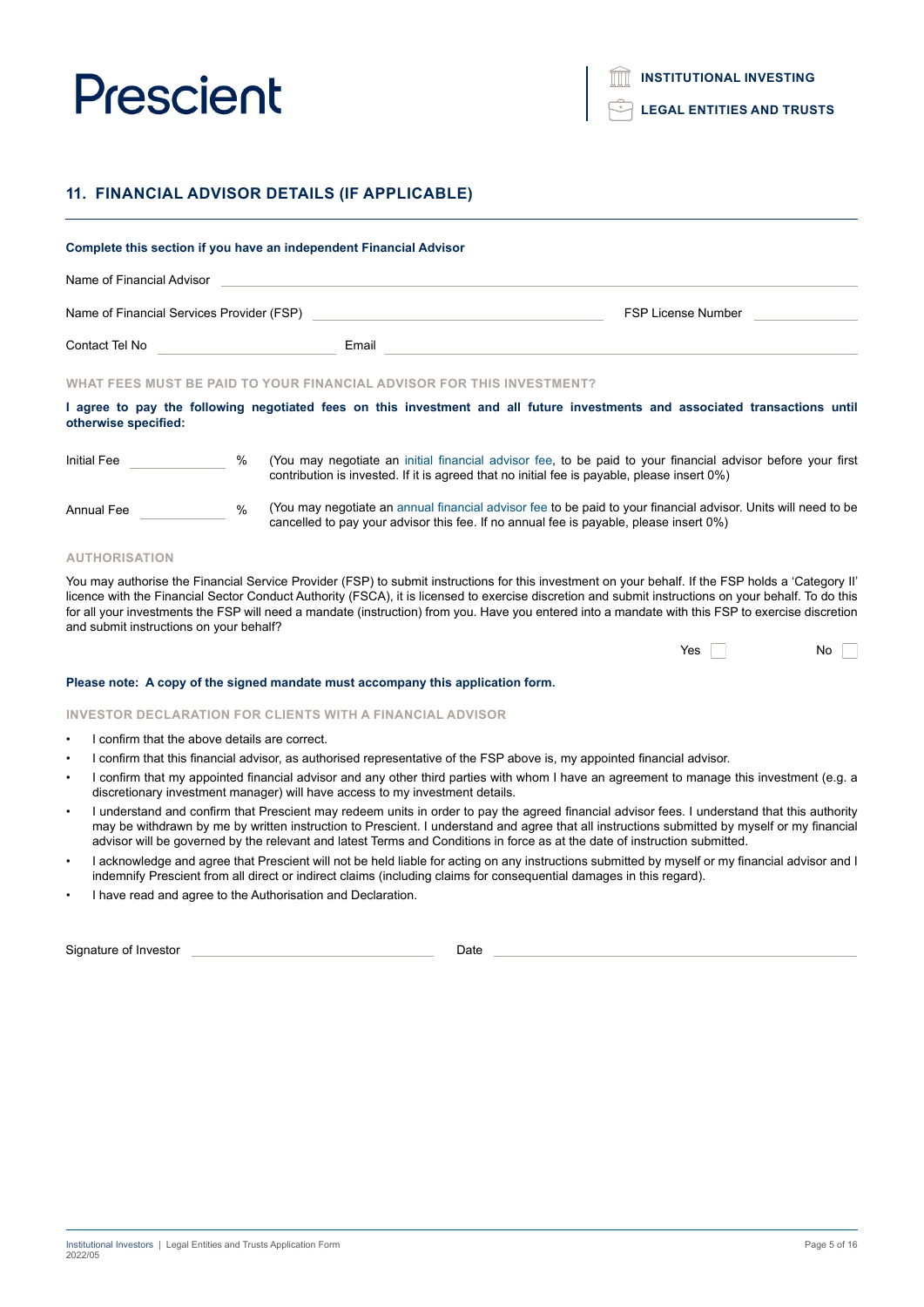## 11. FINANCIAL ADVISOR DETAILS (IF APPLICABLE)

**Complete this section if you have an independent Financial Advisor**

Name of Financial Advisor ______________________________

Name of Financial Services Provider (FSP) ______________________ FSP License Number ____________

Contact Tel No ________________ Email ______________________

### WHAT FEES MUST BE PAID TO YOUR FINANCIAL ADVISOR FOR THIS INVESTMENT?

**I agree to pay the following negotiated fees on this investment and all future investments and associated transactions until otherwise specified:**

Initial Fee ________ % (You may negotiate an initial financial advisor fee, to be paid to your financial advisor before your first contribution is invested. If it is agreed that no initial fee is payable, please insert 0%)

Annual Fee ________ % (You may negotiate an annual financial advisor fee to be paid to your financial advisor. Units will need to be cancelled to pay your advisor this fee. If no annual fee is payable, please insert 0%)

### AUTHORISATION

You may authorise the Financial Service Provider (FSP) to submit instructions for this investment on your behalf. If the FSP holds a 'Category II' licence with the Financial Sector Conduct Authority (FSCA), it is licensed to exercise discretion and submit instructions on your behalf. To do this for all your investments the FSP will need a mandate (instruction) from you. Have you entered into a mandate with this FSP to exercise discretion and submit instructions on your behalf?

Yes ☐ No ☐

**Please note: A copy of the signed mandate must accompany this application form.**

### INVESTOR DECLARATION FOR CLIENTS WITH A FINANCIAL ADVISOR

- I confirm that the above details are correct.
- I confirm that this financial advisor, as authorised representative of the FSP above is, my appointed financial advisor.
- I confirm that my appointed financial advisor and any other third parties with whom I have an agreement to manage this investment (e.g. a discretionary investment manager) will have access to my investment details.
- I understand and confirm that Prescient may redeem units in order to pay the agreed financial advisor fees. I understand that this authority may be withdrawn by me by written instruction to Prescient. I understand and agree that all instructions submitted by myself or my financial advisor will be governed by the relevant and latest Terms and Conditions in force as at the date of instruction submitted.
- I acknowledge and agree that Prescient will not be held liable for acting on any instructions submitted by myself or my financial advisor and I indemnify Prescient from all direct or indirect claims (including claims for consequential damages in this regard).
- I have read and agree to the Authorisation and Declaration.

Signature of Investor ______________________ Date ______________________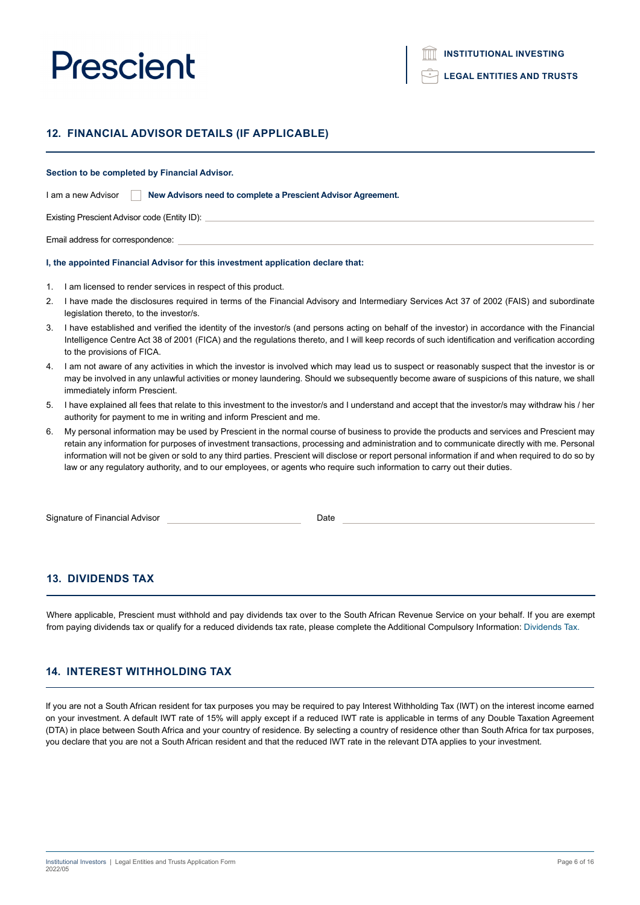## 12. FINANCIAL ADVISOR DETAILS (IF APPLICABLE)

**Section to be completed by Financial Advisor.**

I am a new Advisor ☐ **New Advisors need to complete a Prescient Advisor Agreement.**

Existing Prescient Advisor code (Entity ID): ______________________

Email address for correspondence: ______________________

**I, the appointed Financial Advisor for this investment application declare that:**

1. I am licensed to render services in respect of this product.
2. I have made the disclosures required in terms of the Financial Advisory and Intermediary Services Act 37 of 2002 (FAIS) and subordinate legislation thereto, to the investor/s.
3. I have established and verified the identity of the investor/s (and persons acting on behalf of the investor) in accordance with the Financial Intelligence Centre Act 38 of 2001 (FICA) and the regulations thereto, and I will keep records of such identification and verification according to the provisions of FICA.
4. I am not aware of any activities in which the investor is involved which may lead us to suspect or reasonably suspect that the investor is or may be involved in any unlawful activities or money laundering. Should we subsequently become aware of suspicions of this nature, we shall immediately inform Prescient.
5. I have explained all fees that relate to this investment to the investor/s and I understand and accept that the investor/s may withdraw his / her authority for payment to me in writing and inform Prescient and me.
6. My personal information may be used by Prescient in the normal course of business to provide the products and services and Prescient may retain any information for purposes of investment transactions, processing and administration and to communicate directly with me. Personal information will not be given or sold to any third parties. Prescient will disclose or report personal information if and when required to do so by law or any regulatory authority, and to our employees, or agents who require such information to carry out their duties.

Signature of Financial Advisor ______________________ Date ______________________

## 13. DIVIDENDS TAX

Where applicable, Prescient must withhold and pay dividends tax over to the South African Revenue Service on your behalf. If you are exempt from paying dividends tax or qualify for a reduced dividends tax rate, please complete the Additional Compulsory Information: Dividends Tax.

## 14. INTEREST WITHHOLDING TAX

If you are not a South African resident for tax purposes you may be required to pay Interest Withholding Tax (IWT) on the interest income earned on your investment. A default IWT rate of 15% will apply except if a reduced IWT rate is applicable in terms of any Double Taxation Agreement (DTA) in place between South Africa and your country of residence. By selecting a country of residence other than South Africa for tax purposes, you declare that you are not a South African resident and that the reduced IWT rate in the relevant DTA applies to your investment.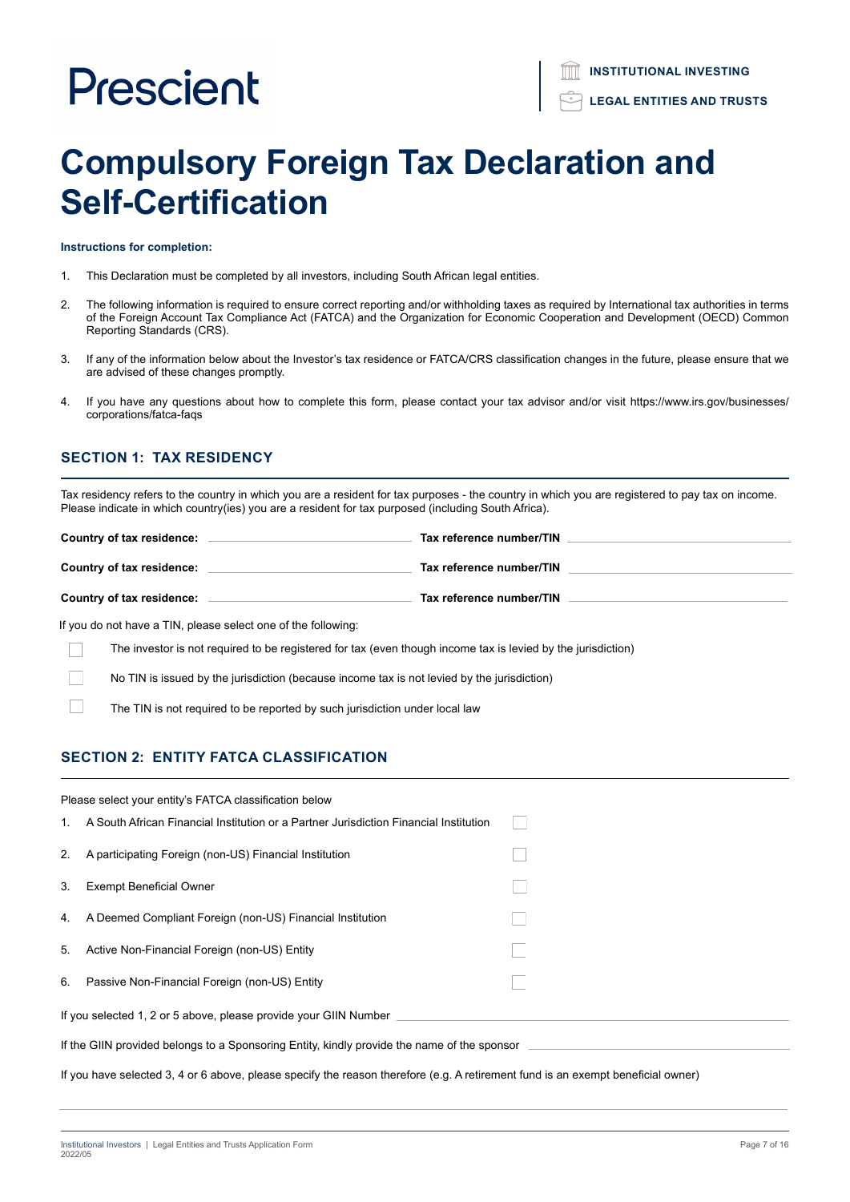Prescient

INSTITUTIONAL INVESTING

LEGAL ENTITIES AND TRUSTS

# Compulsory Foreign Tax Declaration and Self-Certification

**Instructions for completion:**

1. This Declaration must be completed by all investors, including South African legal entities.
2. The following information is required to ensure correct reporting and/or withholding taxes as required by International tax authorities in terms of the Foreign Account Tax Compliance Act (FATCA) and the Organization for Economic Cooperation and Development (OECD) Common Reporting Standards (CRS).
3. If any of the information below about the Investor's tax residence or FATCA/CRS classification changes in the future, please ensure that we are advised of these changes promptly.
4. If you have any questions about how to complete this form, please contact your tax advisor and/or visit https://www.irs.gov/businesses/corporations/fatca-faqs

## SECTION 1: TAX RESIDENCY

Tax residency refers to the country in which you are a resident for tax purposes - the country in which you are registered to pay tax on income. Please indicate in which country(ies) you are a resident for tax purposed (including South Africa).

**Country of tax residence:** ____________________ **Tax reference number/TIN** ____________________

**Country of tax residence:** ____________________ **Tax reference number/TIN** ____________________

**Country of tax residence:** ____________________ **Tax reference number/TIN** ____________________

If you do not have a TIN, please select one of the following:

- ☐ The investor is not required to be registered for tax (even though income tax is levied by the jurisdiction)
- ☐ No TIN is issued by the jurisdiction (because income tax is not levied by the jurisdiction)
- ☐ The TIN is not required to be reported by such jurisdiction under local law

## SECTION 2: ENTITY FATCA CLASSIFICATION

Please select your entity's FATCA classification below

1. A South African Financial Institution or a Partner Jurisdiction Financial Institution ☐
2. A participating Foreign (non-US) Financial Institution ☐
3. Exempt Beneficial Owner ☐
4. A Deemed Compliant Foreign (non-US) Financial Institution ☐
5. Active Non-Financial Foreign (non-US) Entity ☐
6. Passive Non-Financial Foreign (non-US) Entity ☐

If you selected 1, 2 or 5 above, please provide your GIIN Number ____________________

If the GIIN provided belongs to a Sponsoring Entity, kindly provide the name of the sponsor ____________________

If you have selected 3, 4 or 6 above, please specify the reason therefore (e.g. A retirement fund is an exempt beneficial owner)

____________________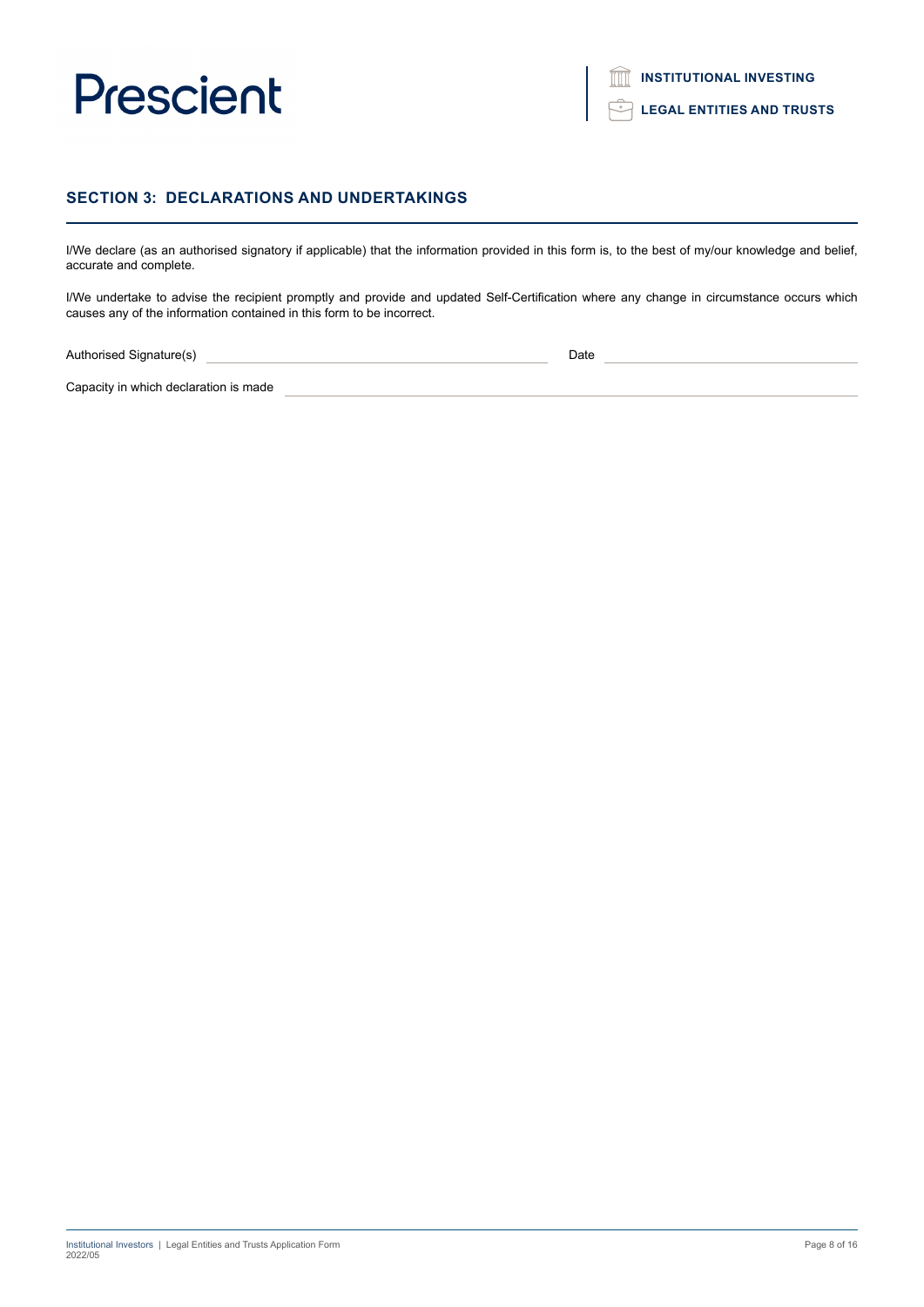## SECTION 3: DECLARATIONS AND UNDERTAKINGS

I/We declare (as an authorised signatory if applicable) that the information provided in this form is, to the best of my/our knowledge and belief, accurate and complete.

I/We undertake to advise the recipient promptly and provide and updated Self-Certification where any change in circumstance occurs which causes any of the information contained in this form to be incorrect.

Authorised Signature(s) ______________________________ Date ______________________

Capacity in which declaration is made ______________________________________________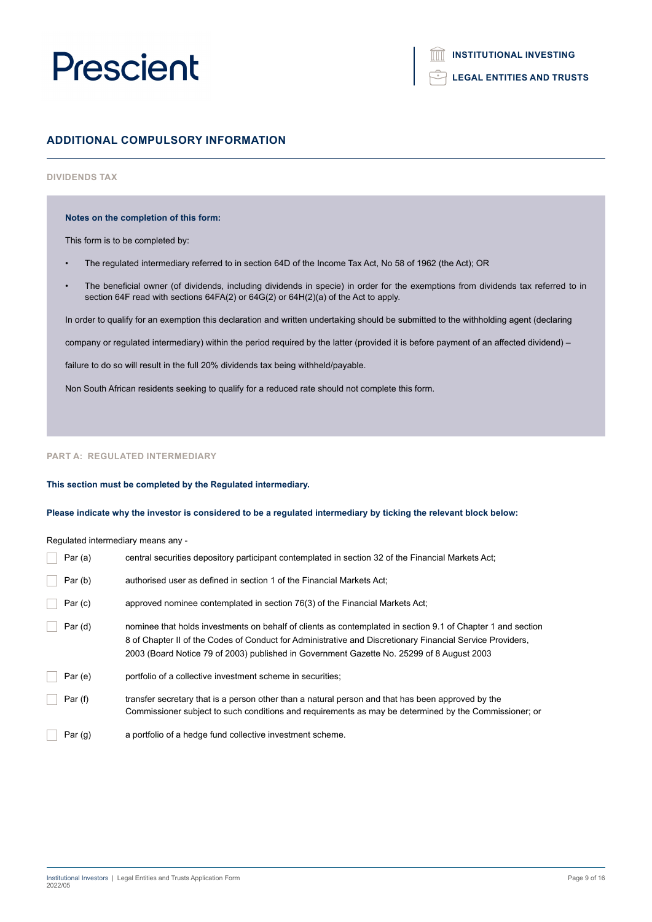## ADDITIONAL COMPULSORY INFORMATION

### DIVIDENDS TAX

**Notes on the completion of this form:**

This form is to be completed by:

- The regulated intermediary referred to in section 64D of the Income Tax Act, No 58 of 1962 (the Act); OR
- The beneficial owner (of dividends, including dividends in specie) in order for the exemptions from dividends tax referred to in section 64F read with sections 64FA(2) or 64G(2) or 64H(2)(a) of the Act to apply.

In order to qualify for an exemption this declaration and written undertaking should be submitted to the withholding agent (declaring company or regulated intermediary) within the period required by the latter (provided it is before payment of an affected dividend) – failure to do so will result in the full 20% dividends tax being withheld/payable.

Non South African residents seeking to qualify for a reduced rate should not complete this form.

### PART A: REGULATED INTERMEDIARY

**This section must be completed by the Regulated intermediary.**

**Please indicate why the investor is considered to be a regulated intermediary by ticking the relevant block below:**

Regulated intermediary means any -

- ☐ Par (a) central securities depository participant contemplated in section 32 of the Financial Markets Act;
- ☐ Par (b) authorised user as defined in section 1 of the Financial Markets Act;
- ☐ Par (c) approved nominee contemplated in section 76(3) of the Financial Markets Act;
- ☐ Par (d) nominee that holds investments on behalf of clients as contemplated in section 9.1 of Chapter 1 and section 8 of Chapter II of the Codes of Conduct for Administrative and Discretionary Financial Service Providers, 2003 (Board Notice 79 of 2003) published in Government Gazette No. 25299 of 8 August 2003
- ☐ Par (e) portfolio of a collective investment scheme in securities;
- ☐ Par (f) transfer secretary that is a person other than a natural person and that has been approved by the Commissioner subject to such conditions and requirements as may be determined by the Commissioner; or
- ☐ Par (g) a portfolio of a hedge fund collective investment scheme.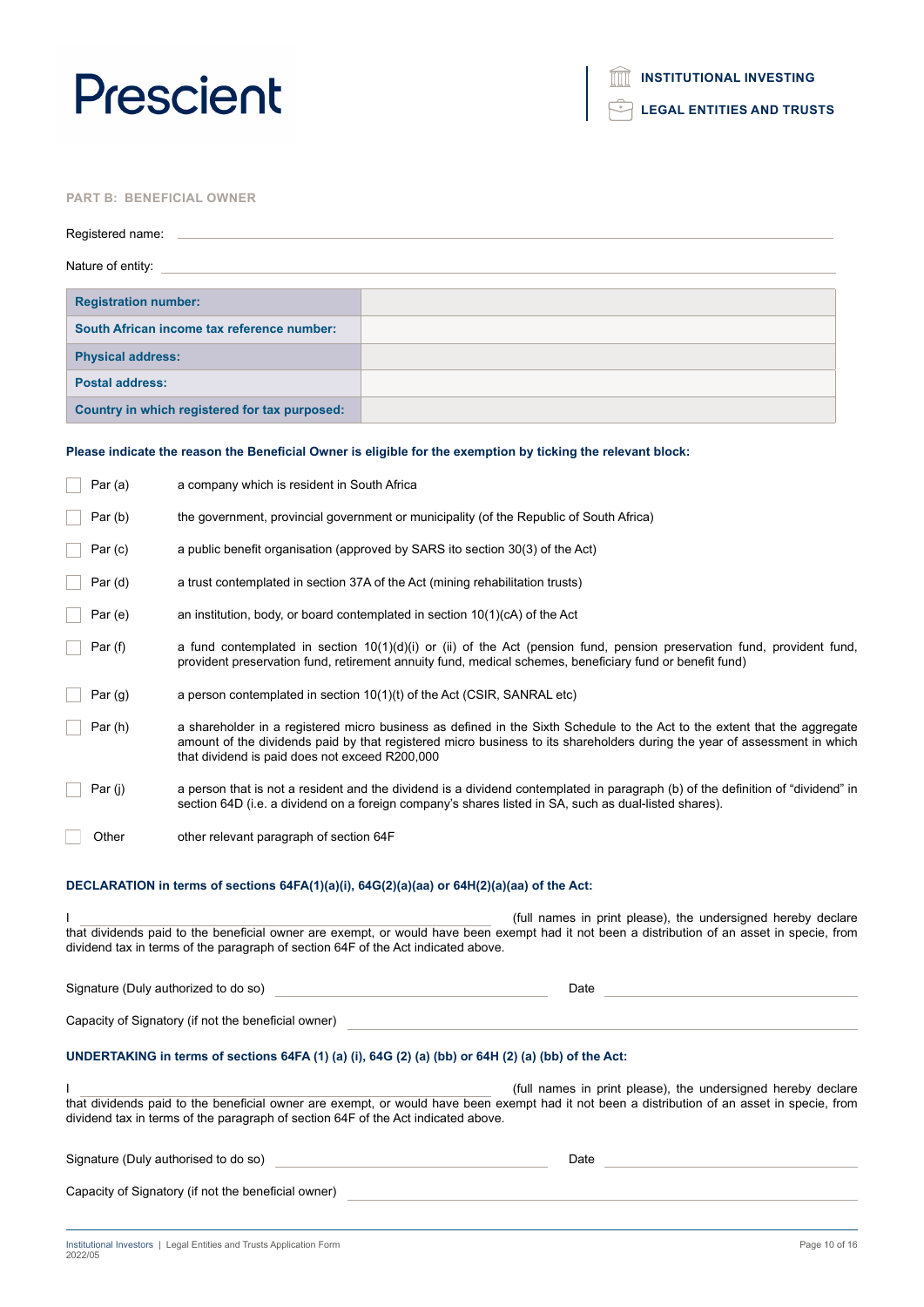## PART B: BENEFICIAL OWNER

Registered name: ____________________

Nature of entity: ____________________

| **Registration number:** | |
|---|---|
| **South African income tax reference number:** | |
| **Physical address:** | |
| **Postal address:** | |
| **Country in which registered for tax purposed:** | |

**Please indicate the reason the Beneficial Owner is eligible for the exemption by ticking the relevant block:**

- ☐ Par (a) — a company which is resident in South Africa
- ☐ Par (b) — the government, provincial government or municipality (of the Republic of South Africa)
- ☐ Par (c) — a public benefit organisation (approved by SARS ito section 30(3) of the Act)
- ☐ Par (d) — a trust contemplated in section 37A of the Act (mining rehabilitation trusts)
- ☐ Par (e) — an institution, body, or board contemplated in section 10(1)(cA) of the Act
- ☐ Par (f) — a fund contemplated in section 10(1)(d)(i) or (ii) of the Act (pension fund, pension preservation fund, provident fund, provident preservation fund, retirement annuity fund, medical schemes, beneficiary fund or benefit fund)
- ☐ Par (g) — a person contemplated in section 10(1)(t) of the Act (CSIR, SANRAL etc)
- ☐ Par (h) — a shareholder in a registered micro business as defined in the Sixth Schedule to the Act to the extent that the aggregate amount of the dividends paid by that registered micro business to its shareholders during the year of assessment in which that dividend is paid does not exceed R200,000
- ☐ Par (j) — a person that is not a resident and the dividend is a dividend contemplated in paragraph (b) of the definition of "dividend" in section 64D (i.e. a dividend on a foreign company's shares listed in SA, such as dual-listed shares).
- ☐ Other — other relevant paragraph of section 64F

### DECLARATION in terms of sections 64FA(1)(a)(i), 64G(2)(a)(aa) or 64H(2)(a)(aa) of the Act:

I ____________________ (full names in print please), the undersigned hereby declare that dividends paid to the beneficial owner are exempt, or would have been exempt had it not been a distribution of an asset in specie, from dividend tax in terms of the paragraph of section 64F of the Act indicated above.

Signature (Duly authorized to do so) ____________________ Date ____________________

Capacity of Signatory (if not the beneficial owner) ____________________

### UNDERTAKING in terms of sections 64FA (1) (a) (i), 64G (2) (a) (bb) or 64H (2) (a) (bb) of the Act:

I ____________________ (full names in print please), the undersigned hereby declare that dividends paid to the beneficial owner are exempt, or would have been exempt had it not been a distribution of an asset in specie, from dividend tax in terms of the paragraph of section 64F of the Act indicated above.

Signature (Duly authorised to do so) ____________________ Date ____________________

Capacity of Signatory (if not the beneficial owner) ____________________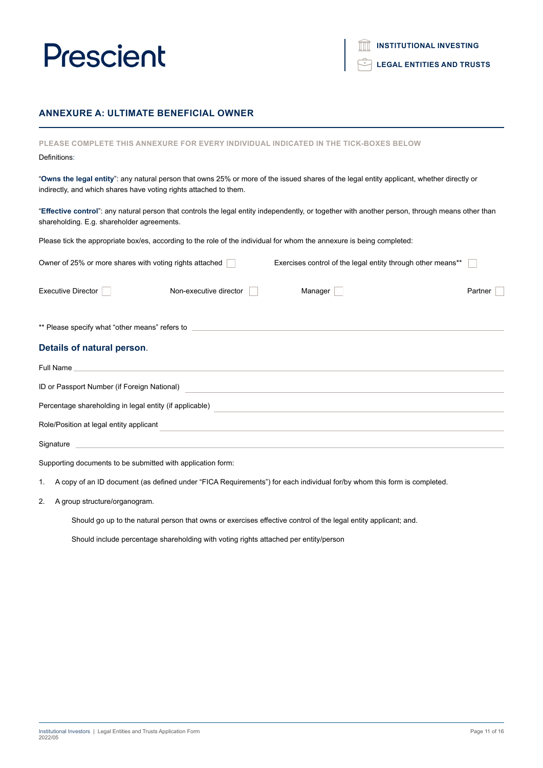## ANNEXURE A: ULTIMATE BENEFICIAL OWNER

**PLEASE COMPLETE THIS ANNEXURE FOR EVERY INDIVIDUAL INDICATED IN THE TICK-BOXES BELOW**

Definitions:

"**Owns the legal entity**": any natural person that owns 25% or more of the issued shares of the legal entity applicant, whether directly or indirectly, and which shares have voting rights attached to them.

"**Effective control**": any natural person that controls the legal entity independently, or together with another person, through means other than shareholding. E.g. shareholder agreements.

Please tick the appropriate box/es, according to the role of the individual for whom the annexure is being completed:

Owner of 25% or more shares with voting rights attached ☐ Exercises control of the legal entity through other means** ☐

Executive Director ☐ Non-executive director ☐ Manager ☐ Partner ☐

** Please specify what "other means" refers to ______________________________

### Details of natural person.

Full Name ______________________________

ID or Passport Number (if Foreign National) ______________________________

Percentage shareholding in legal entity (if applicable) ______________________________

Role/Position at legal entity applicant ______________________________

Signature ______________________________

Supporting documents to be submitted with application form:

1. A copy of an ID document (as defined under "FICA Requirements") for each individual for/by whom this form is completed.
2. A group structure/organogram.

   Should go up to the natural person that owns or exercises effective control of the legal entity applicant; and.

   Should include percentage shareholding with voting rights attached per entity/person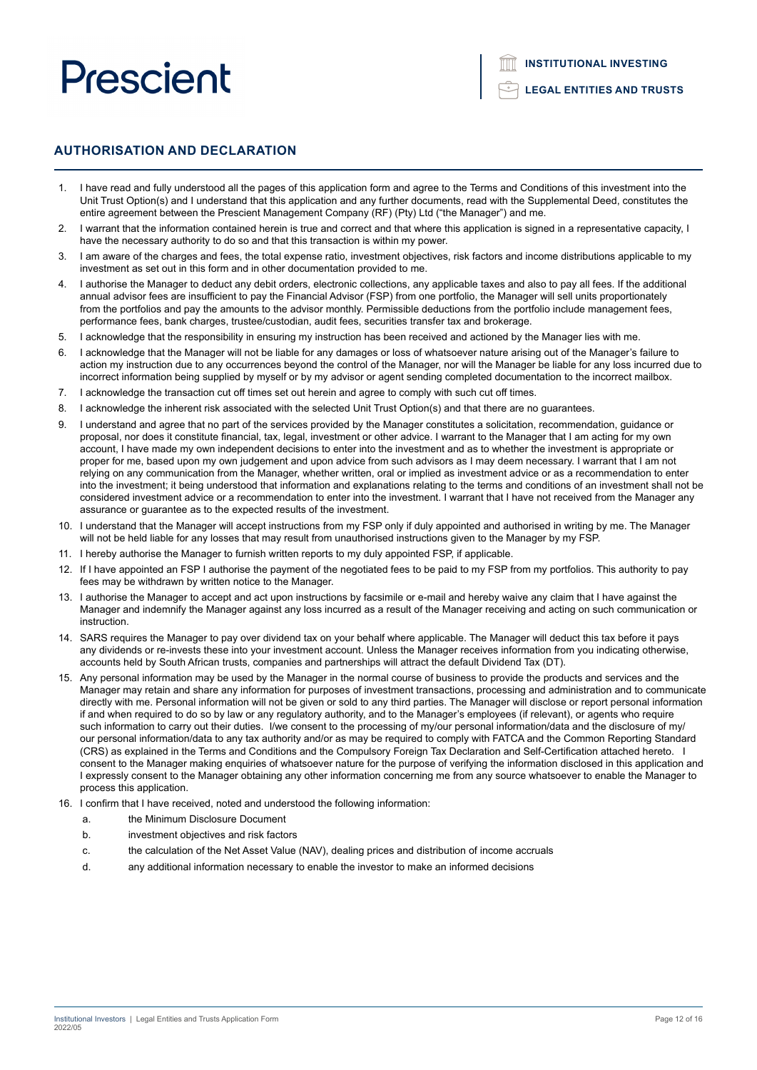## AUTHORISATION AND DECLARATION

1. I have read and fully understood all the pages of this application form and agree to the Terms and Conditions of this investment into the Unit Trust Option(s) and I understand that this application and any further documents, read with the Supplemental Deed, constitutes the entire agreement between the Prescient Management Company (RF) (Pty) Ltd ("the Manager") and me.
2. I warrant that the information contained herein is true and correct and that where this application is signed in a representative capacity, I have the necessary authority to do so and that this transaction is within my power.
3. I am aware of the charges and fees, the total expense ratio, investment objectives, risk factors and income distributions applicable to my investment as set out in this form and in other documentation provided to me.
4. I authorise the Manager to deduct any debit orders, electronic collections, any applicable taxes and also to pay all fees. If the additional annual advisor fees are insufficient to pay the Financial Advisor (FSP) from one portfolio, the Manager will sell units proportionately from the portfolios and pay the amounts to the advisor monthly. Permissible deductions from the portfolio include management fees, performance fees, bank charges, trustee/custodian, audit fees, securities transfer tax and brokerage.
5. I acknowledge that the responsibility in ensuring my instruction has been received and actioned by the Manager lies with me.
6. I acknowledge that the Manager will not be liable for any damages or loss of whatsoever nature arising out of the Manager's failure to action my instruction due to any occurrences beyond the control of the Manager, nor will the Manager be liable for any loss incurred due to incorrect information being supplied by myself or by my advisor or agent sending completed documentation to the incorrect mailbox.
7. I acknowledge the transaction cut off times set out herein and agree to comply with such cut off times.
8. I acknowledge the inherent risk associated with the selected Unit Trust Option(s) and that there are no guarantees.
9. I understand and agree that no part of the services provided by the Manager constitutes a solicitation, recommendation, guidance or proposal, nor does it constitute financial, tax, legal, investment or other advice. I warrant to the Manager that I am acting for my own account, I have made my own independent decisions to enter into the investment and as to whether the investment is appropriate or proper for me, based upon my own judgement and upon advice from such advisors as I may deem necessary. I warrant that I am not relying on any communication from the Manager, whether written, oral or implied as investment advice or as a recommendation to enter into the investment; it being understood that information and explanations relating to the terms and conditions of an investment shall not be considered investment advice or a recommendation to enter into the investment. I warrant that I have not received from the Manager any assurance or guarantee as to the expected results of the investment.
10. I understand that the Manager will accept instructions from my FSP only if duly appointed and authorised in writing by me. The Manager will not be held liable for any losses that may result from unauthorised instructions given to the Manager by my FSP.
11. I hereby authorise the Manager to furnish written reports to my duly appointed FSP, if applicable.
12. If I have appointed an FSP I authorise the payment of the negotiated fees to be paid to my FSP from my portfolios. This authority to pay fees may be withdrawn by written notice to the Manager.
13. I authorise the Manager to accept and act upon instructions by facsimile or e-mail and hereby waive any claim that I have against the Manager and indemnify the Manager against any loss incurred as a result of the Manager receiving and acting on such communication or instruction.
14. SARS requires the Manager to pay over dividend tax on your behalf where applicable. The Manager will deduct this tax before it pays any dividends or re-invests these into your investment account. Unless the Manager receives information from you indicating otherwise, accounts held by South African trusts, companies and partnerships will attract the default Dividend Tax (DT).
15. Any personal information may be used by the Manager in the normal course of business to provide the products and services and the Manager may retain and share any information for purposes of investment transactions, processing and administration and to communicate directly with me. Personal information will not be given or sold to any third parties. The Manager will disclose or report personal information if and when required to do so by law or any regulatory authority, and to the Manager's employees (if relevant), or agents who require such information to carry out their duties. I/we consent to the processing of my/our personal information/data and the disclosure of my/our personal information/data to any tax authority and/or as may be required to comply with FATCA and the Common Reporting Standard (CRS) as explained in the Terms and Conditions and the Compulsory Foreign Tax Declaration and Self-Certification attached hereto. I consent to the Manager making enquiries of whatsoever nature for the purpose of verifying the information disclosed in this application and I expressly consent to the Manager obtaining any other information concerning me from any source whatsoever to enable the Manager to process this application.
16. I confirm that I have received, noted and understood the following information:
    a. the Minimum Disclosure Document
    b. investment objectives and risk factors
    c. the calculation of the Net Asset Value (NAV), dealing prices and distribution of income accruals
    d. any additional information necessary to enable the investor to make an informed decisions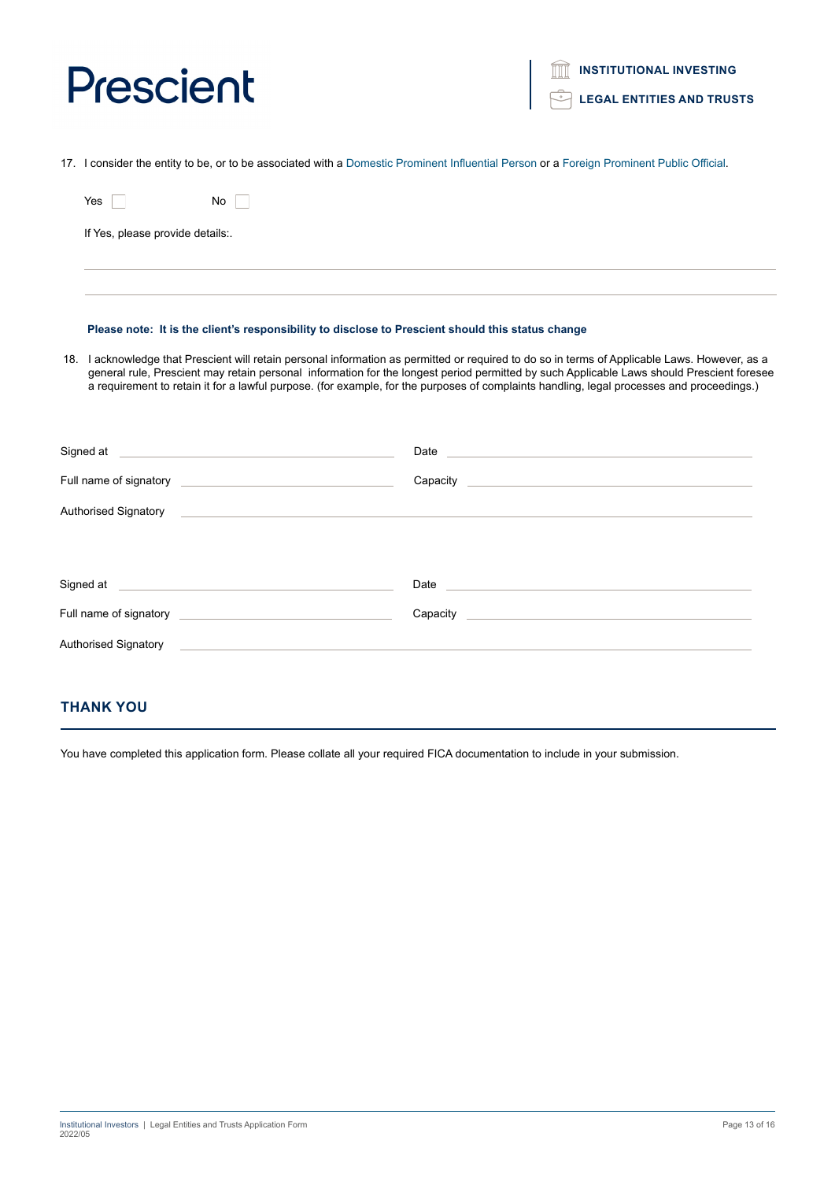17. I consider the entity to be, or to be associated with a Domestic Prominent Influential Person or a Foreign Prominent Public Official.

Yes ☐ No ☐

If Yes, please provide details:.

\_\_\_\_\_\_\_\_\_\_\_\_\_\_\_\_\_\_\_\_\_\_\_\_\_\_\_\_\_\_\_\_\_\_\_\_\_\_\_\_

\_\_\_\_\_\_\_\_\_\_\_\_\_\_\_\_\_\_\_\_\_\_\_\_\_\_\_\_\_\_\_\_\_\_\_\_\_\_\_\_

**Please note: It is the client's responsibility to disclose to Prescient should this status change**

18. I acknowledge that Prescient will retain personal information as permitted or required to do so in terms of Applicable Laws. However, as a general rule, Prescient may retain personal information for the longest period permitted by such Applicable Laws should Prescient foresee a requirement to retain it for a lawful purpose. (for example, for the purposes of complaints handling, legal processes and proceedings.)

Signed at \_\_\_\_\_\_\_\_\_\_\_\_\_\_\_\_\_\_\_\_ Date \_\_\_\_\_\_\_\_\_\_\_\_\_\_\_\_\_\_\_\_

Full name of signatory \_\_\_\_\_\_\_\_\_\_\_\_\_\_\_\_\_\_\_\_ Capacity \_\_\_\_\_\_\_\_\_\_\_\_\_\_\_\_\_\_\_\_

Authorised Signatory \_\_\_\_\_\_\_\_\_\_\_\_\_\_\_\_\_\_\_\_

Signed at \_\_\_\_\_\_\_\_\_\_\_\_\_\_\_\_\_\_\_\_ Date \_\_\_\_\_\_\_\_\_\_\_\_\_\_\_\_\_\_\_\_

Full name of signatory \_\_\_\_\_\_\_\_\_\_\_\_\_\_\_\_\_\_\_\_ Capacity \_\_\_\_\_\_\_\_\_\_\_\_\_\_\_\_\_\_\_\_

Authorised Signatory \_\_\_\_\_\_\_\_\_\_\_\_\_\_\_\_\_\_\_\_

## THANK YOU

You have completed this application form. Please collate all your required FICA documentation to include in your submission.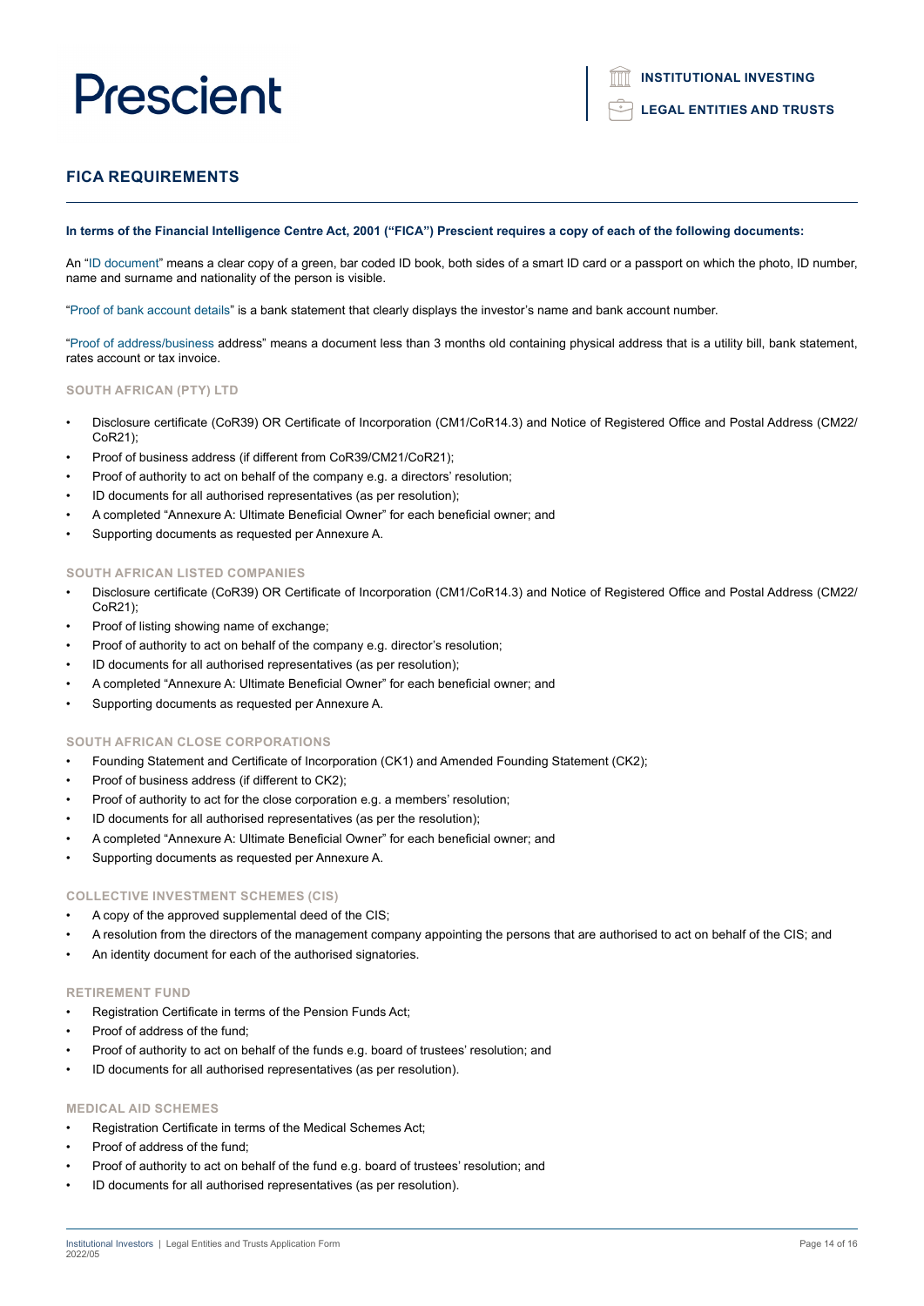## FICA REQUIREMENTS

**In terms of the Financial Intelligence Centre Act, 2001 ("FICA") Prescient requires a copy of each of the following documents:**

An "ID document" means a clear copy of a green, bar coded ID book, both sides of a smart ID card or a passport on which the photo, ID number, name and surname and nationality of the person is visible.

"Proof of bank account details" is a bank statement that clearly displays the investor's name and bank account number.

"Proof of address/business address" means a document less than 3 months old containing physical address that is a utility bill, bank statement, rates account or tax invoice.

### SOUTH AFRICAN (PTY) LTD

- Disclosure certificate (CoR39) OR Certificate of Incorporation (CM1/CoR14.3) and Notice of Registered Office and Postal Address (CM22/CoR21);
- Proof of business address (if different from CoR39/CM21/CoR21);
- Proof of authority to act on behalf of the company e.g. a directors' resolution;
- ID documents for all authorised representatives (as per resolution);
- A completed "Annexure A: Ultimate Beneficial Owner" for each beneficial owner; and
- Supporting documents as requested per Annexure A.

### SOUTH AFRICAN LISTED COMPANIES

- Disclosure certificate (CoR39) OR Certificate of Incorporation (CM1/CoR14.3) and Notice of Registered Office and Postal Address (CM22/CoR21);
- Proof of listing showing name of exchange;
- Proof of authority to act on behalf of the company e.g. director's resolution;
- ID documents for all authorised representatives (as per resolution);
- A completed "Annexure A: Ultimate Beneficial Owner" for each beneficial owner; and
- Supporting documents as requested per Annexure A.

### SOUTH AFRICAN CLOSE CORPORATIONS

- Founding Statement and Certificate of Incorporation (CK1) and Amended Founding Statement (CK2);
- Proof of business address (if different to CK2);
- Proof of authority to act for the close corporation e.g. a members' resolution;
- ID documents for all authorised representatives (as per the resolution);
- A completed "Annexure A: Ultimate Beneficial Owner" for each beneficial owner; and
- Supporting documents as requested per Annexure A.

### COLLECTIVE INVESTMENT SCHEMES (CIS)

- A copy of the approved supplemental deed of the CIS;
- A resolution from the directors of the management company appointing the persons that are authorised to act on behalf of the CIS; and
- An identity document for each of the authorised signatories.

### RETIREMENT FUND

- Registration Certificate in terms of the Pension Funds Act;
- Proof of address of the fund;
- Proof of authority to act on behalf of the funds e.g. board of trustees' resolution; and
- ID documents for all authorised representatives (as per resolution).

### MEDICAL AID SCHEMES

- Registration Certificate in terms of the Medical Schemes Act;
- Proof of address of the fund;
- Proof of authority to act on behalf of the fund e.g. board of trustees' resolution; and
- ID documents for all authorised representatives (as per resolution).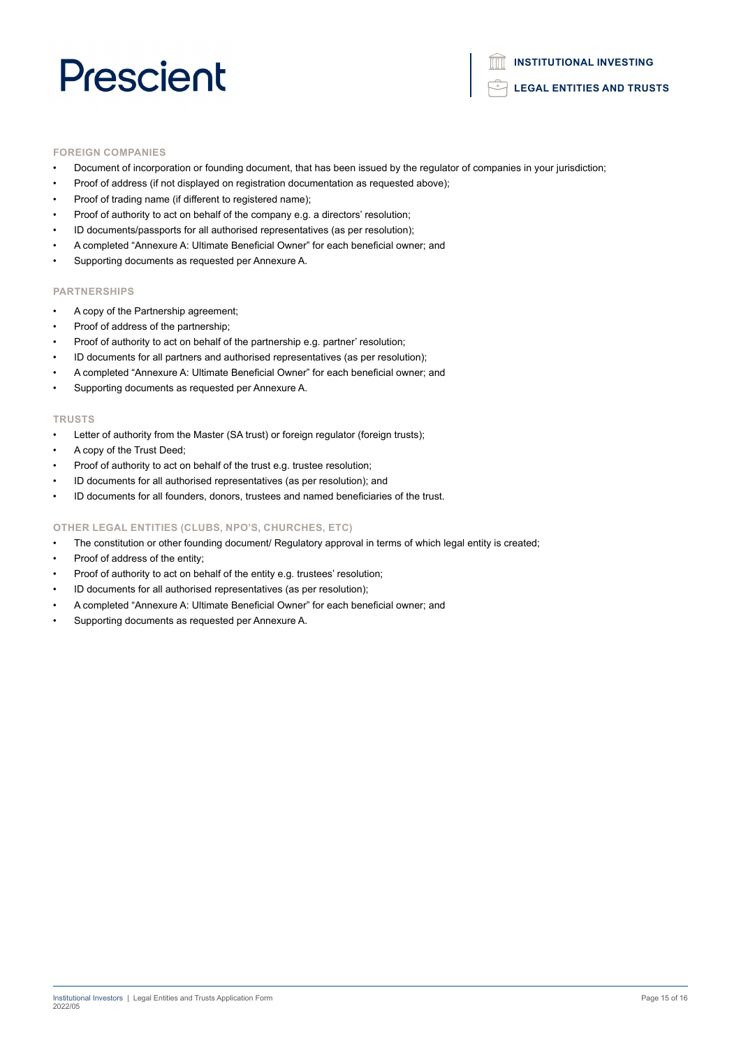### FOREIGN COMPANIES

- Document of incorporation or founding document, that has been issued by the regulator of companies in your jurisdiction;
- Proof of address (if not displayed on registration documentation as requested above);
- Proof of trading name (if different to registered name);
- Proof of authority to act on behalf of the company e.g. a directors' resolution;
- ID documents/passports for all authorised representatives (as per resolution);
- A completed "Annexure A: Ultimate Beneficial Owner" for each beneficial owner; and
- Supporting documents as requested per Annexure A.

### PARTNERSHIPS

- A copy of the Partnership agreement;
- Proof of address of the partnership;
- Proof of authority to act on behalf of the partnership e.g. partner' resolution;
- ID documents for all partners and authorised representatives (as per resolution);
- A completed "Annexure A: Ultimate Beneficial Owner" for each beneficial owner; and
- Supporting documents as requested per Annexure A.

### TRUSTS

- Letter of authority from the Master (SA trust) or foreign regulator (foreign trusts);
- A copy of the Trust Deed;
- Proof of authority to act on behalf of the trust e.g. trustee resolution;
- ID documents for all authorised representatives (as per resolution); and
- ID documents for all founders, donors, trustees and named beneficiaries of the trust.

### OTHER LEGAL ENTITIES (CLUBS, NPO'S, CHURCHES, ETC)

- The constitution or other founding document/ Regulatory approval in terms of which legal entity is created;
- Proof of address of the entity;
- Proof of authority to act on behalf of the entity e.g. trustees' resolution;
- ID documents for all authorised representatives (as per resolution);
- A completed "Annexure A: Ultimate Beneficial Owner" for each beneficial owner; and
- Supporting documents as requested per Annexure A.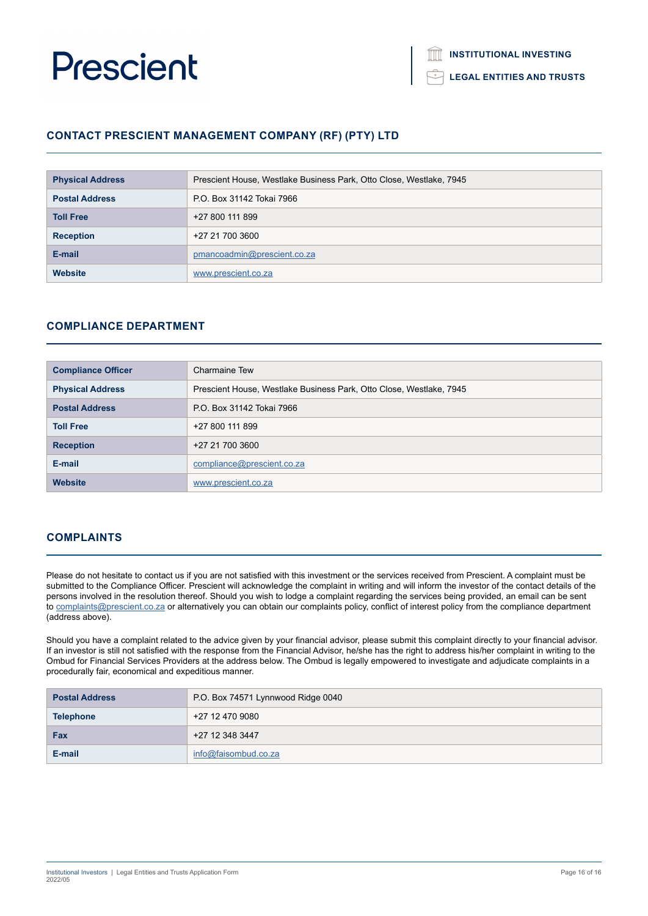## CONTACT PRESCIENT MANAGEMENT COMPANY (RF) (PTY) LTD

| | |
|---|---|
| **Physical Address** | Prescient House, Westlake Business Park, Otto Close, Westlake, 7945 |
| **Postal Address** | P.O. Box 31142 Tokai 7966 |
| **Toll Free** | +27 800 111 899 |
| **Reception** | +27 21 700 3600 |
| **E-mail** | pmancoadmin@prescient.co.za |
| **Website** | www.prescient.co.za |

## COMPLIANCE DEPARTMENT

| | |
|---|---|
| **Compliance Officer** | Charmaine Tew |
| **Physical Address** | Prescient House, Westlake Business Park, Otto Close, Westlake, 7945 |
| **Postal Address** | P.O. Box 31142 Tokai 7966 |
| **Toll Free** | +27 800 111 899 |
| **Reception** | +27 21 700 3600 |
| **E-mail** | compliance@prescient.co.za |
| **Website** | www.prescient.co.za |

## COMPLAINTS

Please do not hesitate to contact us if you are not satisfied with this investment or the services received from Prescient. A complaint must be submitted to the Compliance Officer. Prescient will acknowledge the complaint in writing and will inform the investor of the contact details of the persons involved in the resolution thereof. Should you wish to lodge a complaint regarding the services being provided, an email can be sent to complaints@prescient.co.za or alternatively you can obtain our complaints policy, conflict of interest policy from the compliance department (address above).

Should you have a complaint related to the advice given by your financial advisor, please submit this complaint directly to your financial advisor. If an investor is still not satisfied with the response from the Financial Advisor, he/she has the right to address his/her complaint in writing to the Ombud for Financial Services Providers at the address below. The Ombud is legally empowered to investigate and adjudicate complaints in a procedurally fair, economical and expeditious manner.

| | |
|---|---|
| **Postal Address** | P.O. Box 74571 Lynnwood Ridge 0040 |
| **Telephone** | +27 12 470 9080 |
| **Fax** | +27 12 348 3447 |
| **E-mail** | info@faisombud.co.za |